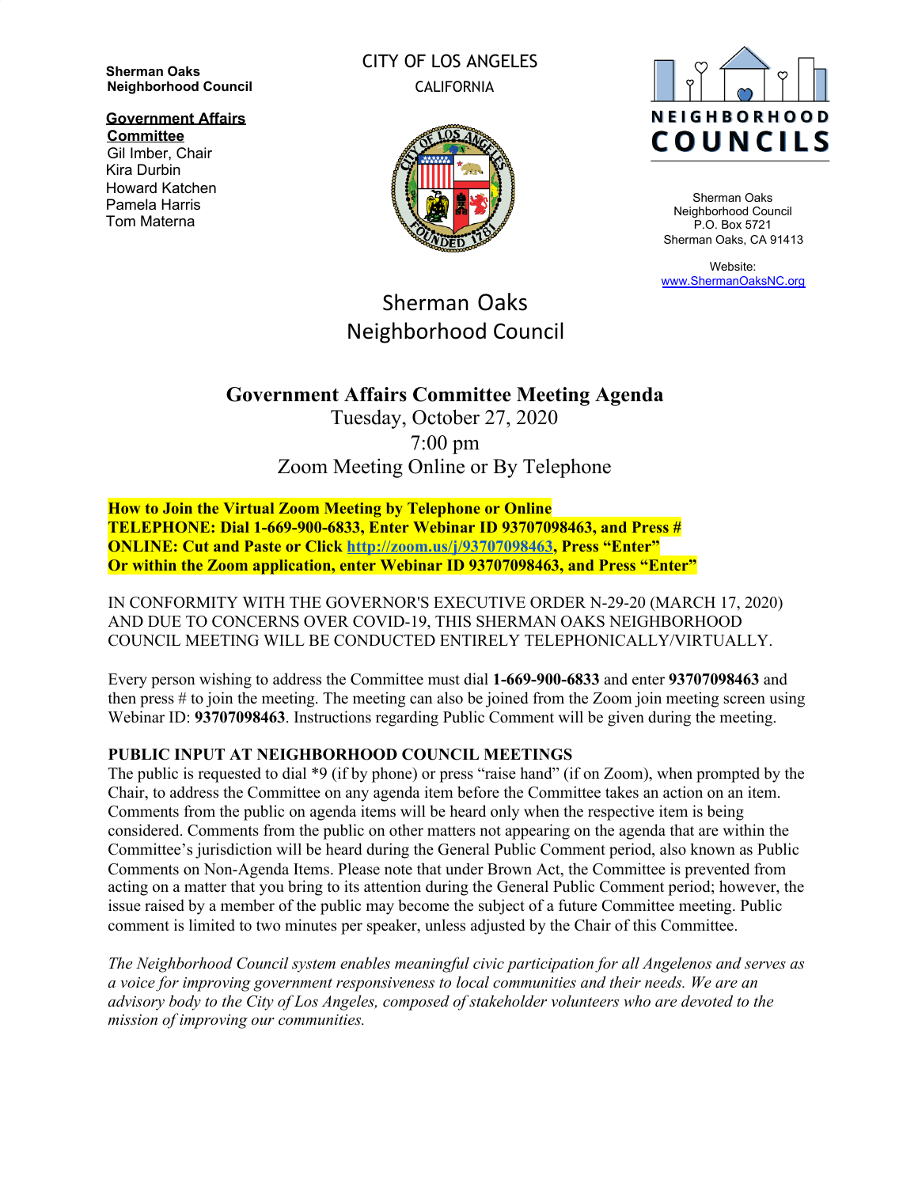**Sherman Oaks Neighborhood Council**

**Government Affairs Committee**
Gil Imber, Chair
Kira Durbin
Howard Katchen
Pamela Harris
Tom Materna

CITY OF LOS ANGELES
CALIFORNIA

NEIGHBORHOOD COUNCILS

Sherman Oaks
Neighborhood Council
P.O. Box 5721
Sherman Oaks, CA 91413

Website:
www.ShermanOaksNC.org

Sherman Oaks
Neighborhood Council

# Government Affairs Committee Meeting Agenda

Tuesday, October 27, 2020
7:00 pm
Zoom Meeting Online or By Telephone

**How to Join the Virtual Zoom Meeting by Telephone or Online**
**TELEPHONE: Dial 1-669-900-6833, Enter Webinar ID 93707098463, and Press #**
**ONLINE: Cut and Paste or Click http://zoom.us/j/93707098463, Press "Enter"**
**Or within the Zoom application, enter Webinar ID 93707098463, and Press "Enter"**

IN CONFORMITY WITH THE GOVERNOR'S EXECUTIVE ORDER N-29-20 (MARCH 17, 2020) AND DUE TO CONCERNS OVER COVID-19, THIS SHERMAN OAKS NEIGHBORHOOD COUNCIL MEETING WILL BE CONDUCTED ENTIRELY TELEPHONICALLY/VIRTUALLY.

Every person wishing to address the Committee must dial **1-669-900-6833** and enter **93707098463** and then press # to join the meeting. The meeting can also be joined from the Zoom join meeting screen using Webinar ID: **93707098463**. Instructions regarding Public Comment will be given during the meeting.

**PUBLIC INPUT AT NEIGHBORHOOD COUNCIL MEETINGS**
The public is requested to dial *9 (if by phone) or press "raise hand" (if on Zoom), when prompted by the Chair, to address the Committee on any agenda item before the Committee takes an action on an item. Comments from the public on agenda items will be heard only when the respective item is being considered. Comments from the public on other matters not appearing on the agenda that are within the Committee's jurisdiction will be heard during the General Public Comment period, also known as Public Comments on Non-Agenda Items. Please note that under Brown Act, the Committee is prevented from acting on a matter that you bring to its attention during the General Public Comment period; however, the issue raised by a member of the public may become the subject of a future Committee meeting. Public comment is limited to two minutes per speaker, unless adjusted by the Chair of this Committee.

*The Neighborhood Council system enables meaningful civic participation for all Angelenos and serves as a voice for improving government responsiveness to local communities and their needs. We are an advisory body to the City of Los Angeles, composed of stakeholder volunteers who are devoted to the mission of improving our communities.*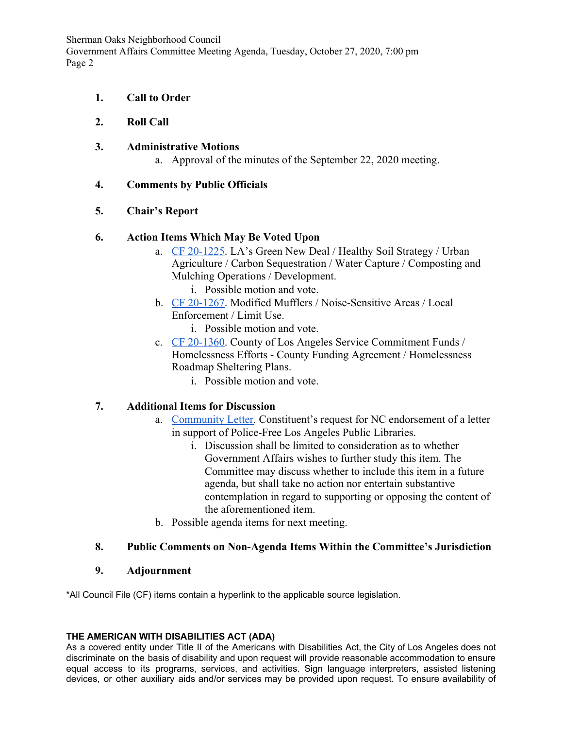1. **Call to Order**

2. **Roll Call**

3. **Administrative Motions**
    a. Approval of the minutes of the September 22, 2020 meeting.

4. **Comments by Public Officials**

5. **Chair's Report**

6. **Action Items Which May Be Voted Upon**
    a. CF 20-1225. LA's Green New Deal / Healthy Soil Strategy / Urban Agriculture / Carbon Sequestration / Water Capture / Composting and Mulching Operations / Development.
        i. Possible motion and vote.
    b. CF 20-1267. Modified Mufflers / Noise-Sensitive Areas / Local Enforcement / Limit Use.
        i. Possible motion and vote.
    c. CF 20-1360. County of Los Angeles Service Commitment Funds / Homelessness Efforts - County Funding Agreement / Homelessness Roadmap Sheltering Plans.
        i. Possible motion and vote.

7. **Additional Items for Discussion**
    a. Community Letter. Constituent's request for NC endorsement of a letter in support of Police-Free Los Angeles Public Libraries.
        i. Discussion shall be limited to consideration as to whether Government Affairs wishes to further study this item. The Committee may discuss whether to include this item in a future agenda, but shall take no action nor entertain substantive contemplation in regard to supporting or opposing the content of the aforementioned item.
    b. Possible agenda items for next meeting.

8. **Public Comments on Non-Agenda Items Within the Committee's Jurisdiction**

9. **Adjournment**

*All Council File (CF) items contain a hyperlink to the applicable source legislation.

**THE AMERICAN WITH DISABILITIES ACT (ADA)**

As a covered entity under Title II of the Americans with Disabilities Act, the City of Los Angeles does not discriminate on the basis of disability and upon request will provide reasonable accommodation to ensure equal access to its programs, services, and activities. Sign language interpreters, assisted listening devices, or other auxiliary aids and/or services may be provided upon request. To ensure availability of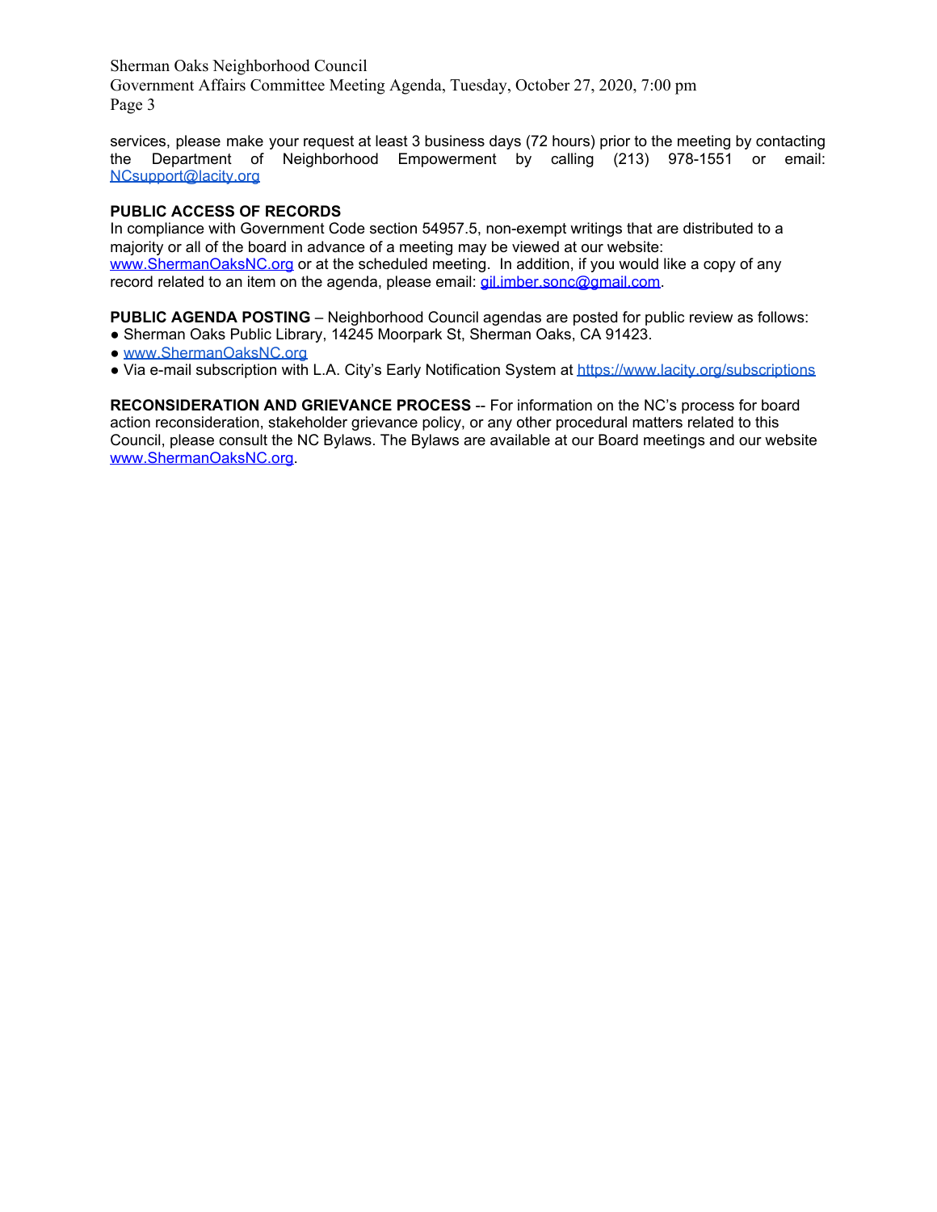services, please make your request at least 3 business days (72 hours) prior to the meeting by contacting the Department of Neighborhood Empowerment by calling (213) 978-1551 or email: NCsupport@lacity.org

**PUBLIC ACCESS OF RECORDS**
In compliance with Government Code section 54957.5, non-exempt writings that are distributed to a majority or all of the board in advance of a meeting may be viewed at our website: www.ShermanOaksNC.org or at the scheduled meeting. In addition, if you would like a copy of any record related to an item on the agenda, please email: gil.imber.sonc@gmail.com.

**PUBLIC AGENDA POSTING** – Neighborhood Council agendas are posted for public review as follows:
- Sherman Oaks Public Library, 14245 Moorpark St, Sherman Oaks, CA 91423.
- www.ShermanOaksNC.org
- Via e-mail subscription with L.A. City's Early Notification System at https://www.lacity.org/subscriptions

**RECONSIDERATION AND GRIEVANCE PROCESS** -- For information on the NC's process for board action reconsideration, stakeholder grievance policy, or any other procedural matters related to this Council, please consult the NC Bylaws. The Bylaws are available at our Board meetings and our website www.ShermanOaksNC.org.